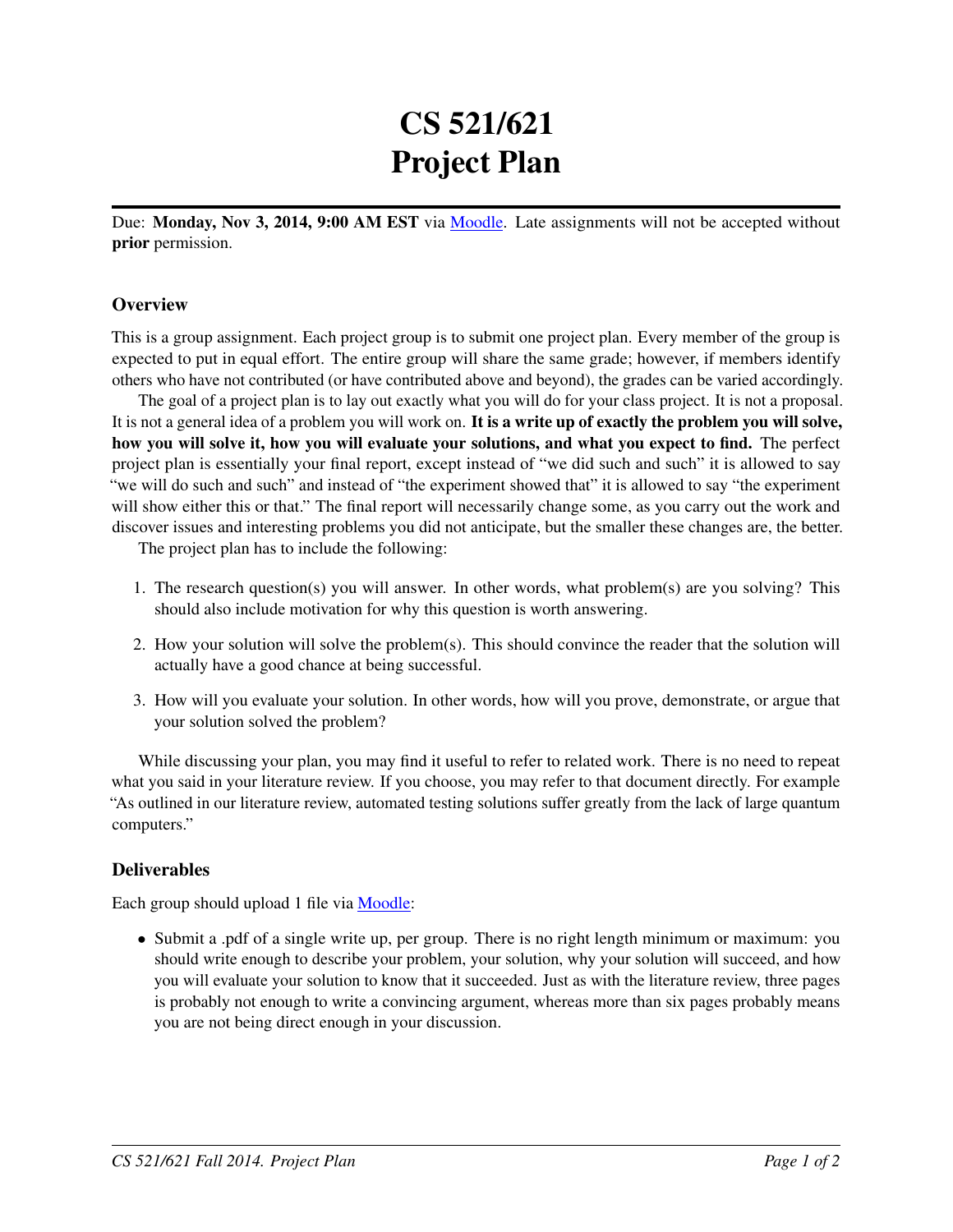# CS 521/621
# Project Plan

Due: **Monday, Nov 3, 2014, 9:00 AM EST** via Moodle. Late assignments will not be accepted without **prior** permission.

## Overview

This is a group assignment. Each project group is to submit one project plan. Every member of the group is expected to put in equal effort. The entire group will share the same grade; however, if members identify others who have not contributed (or have contributed above and beyond), the grades can be varied accordingly.

The goal of a project plan is to lay out exactly what you will do for your class project. It is not a proposal. It is not a general idea of a problem you will work on. **It is a write up of exactly the problem you will solve, how you will solve it, how you will evaluate your solutions, and what you expect to find.** The perfect project plan is essentially your final report, except instead of "we did such and such" it is allowed to say "we will do such and such" and instead of "the experiment showed that" it is allowed to say "the experiment will show either this or that." The final report will necessarily change some, as you carry out the work and discover issues and interesting problems you did not anticipate, but the smaller these changes are, the better.

The project plan has to include the following:

1. The research question(s) you will answer. In other words, what problem(s) are you solving? This should also include motivation for why this question is worth answering.
2. How your solution will solve the problem(s). This should convince the reader that the solution will actually have a good chance at being successful.
3. How will you evaluate your solution. In other words, how will you prove, demonstrate, or argue that your solution solved the problem?

While discussing your plan, you may find it useful to refer to related work. There is no need to repeat what you said in your literature review. If you choose, you may refer to that document directly. For example "As outlined in our literature review, automated testing solutions suffer greatly from the lack of large quantum computers."

## Deliverables

Each group should upload 1 file via Moodle:

- Submit a .pdf of a single write up, per group. There is no right length minimum or maximum: you should write enough to describe your problem, your solution, why your solution will succeed, and how you will evaluate your solution to know that it succeeded. Just as with the literature review, three pages is probably not enough to write a convincing argument, whereas more than six pages probably means you are not being direct enough in your discussion.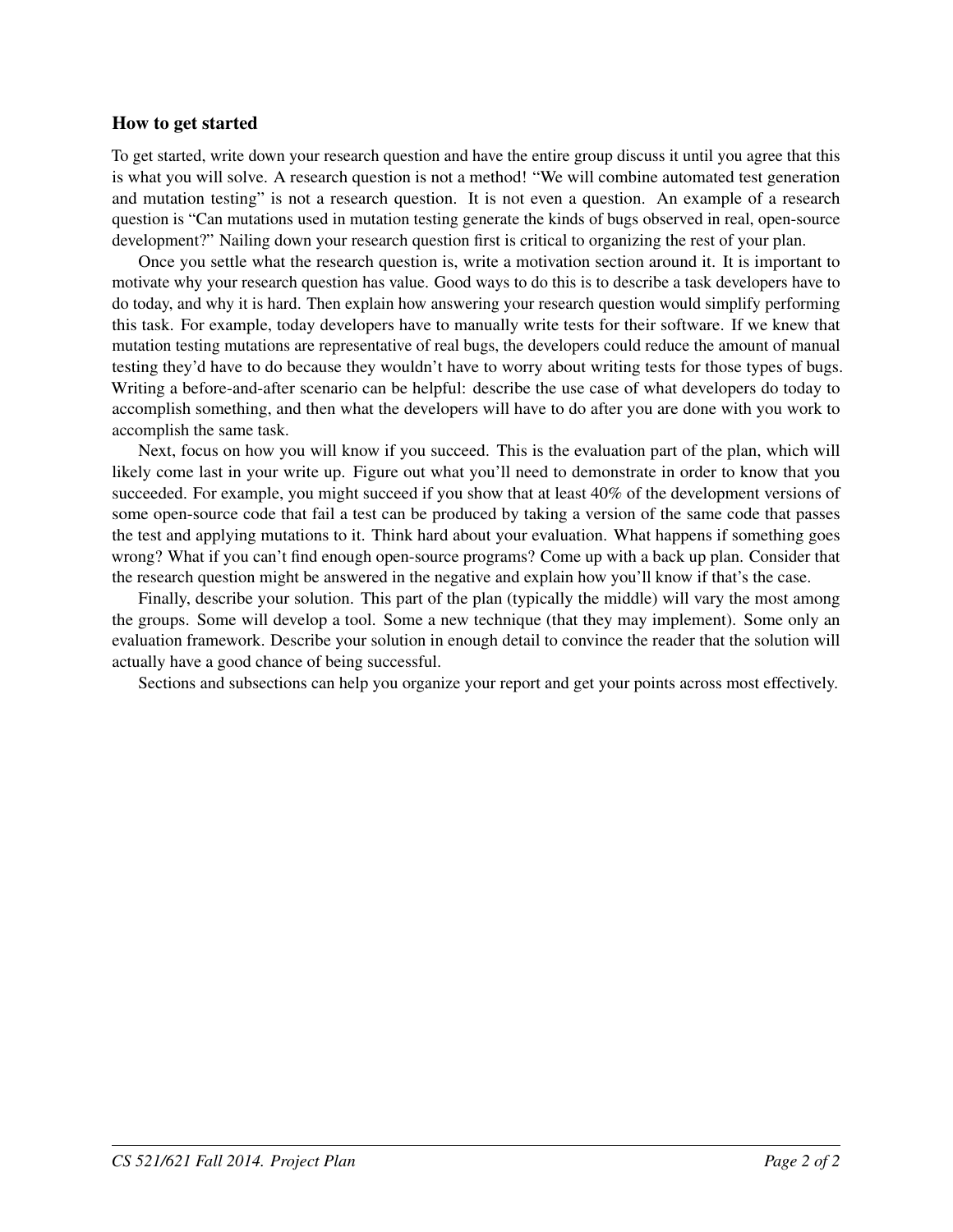### How to get started

To get started, write down your research question and have the entire group discuss it until you agree that this is what you will solve. A research question is not a method! "We will combine automated test generation and mutation testing" is not a research question. It is not even a question. An example of a research question is "Can mutations used in mutation testing generate the kinds of bugs observed in real, open-source development?" Nailing down your research question first is critical to organizing the rest of your plan.

Once you settle what the research question is, write a motivation section around it. It is important to motivate why your research question has value. Good ways to do this is to describe a task developers have to do today, and why it is hard. Then explain how answering your research question would simplify performing this task. For example, today developers have to manually write tests for their software. If we knew that mutation testing mutations are representative of real bugs, the developers could reduce the amount of manual testing they'd have to do because they wouldn't have to worry about writing tests for those types of bugs. Writing a before-and-after scenario can be helpful: describe the use case of what developers do today to accomplish something, and then what the developers will have to do after you are done with you work to accomplish the same task.

Next, focus on how you will know if you succeed. This is the evaluation part of the plan, which will likely come last in your write up. Figure out what you'll need to demonstrate in order to know that you succeeded. For example, you might succeed if you show that at least 40% of the development versions of some open-source code that fail a test can be produced by taking a version of the same code that passes the test and applying mutations to it. Think hard about your evaluation. What happens if something goes wrong? What if you can't find enough open-source programs? Come up with a back up plan. Consider that the research question might be answered in the negative and explain how you'll know if that's the case.

Finally, describe your solution. This part of the plan (typically the middle) will vary the most among the groups. Some will develop a tool. Some a new technique (that they may implement). Some only an evaluation framework. Describe your solution in enough detail to convince the reader that the solution will actually have a good chance of being successful.

Sections and subsections can help you organize your report and get your points across most effectively.